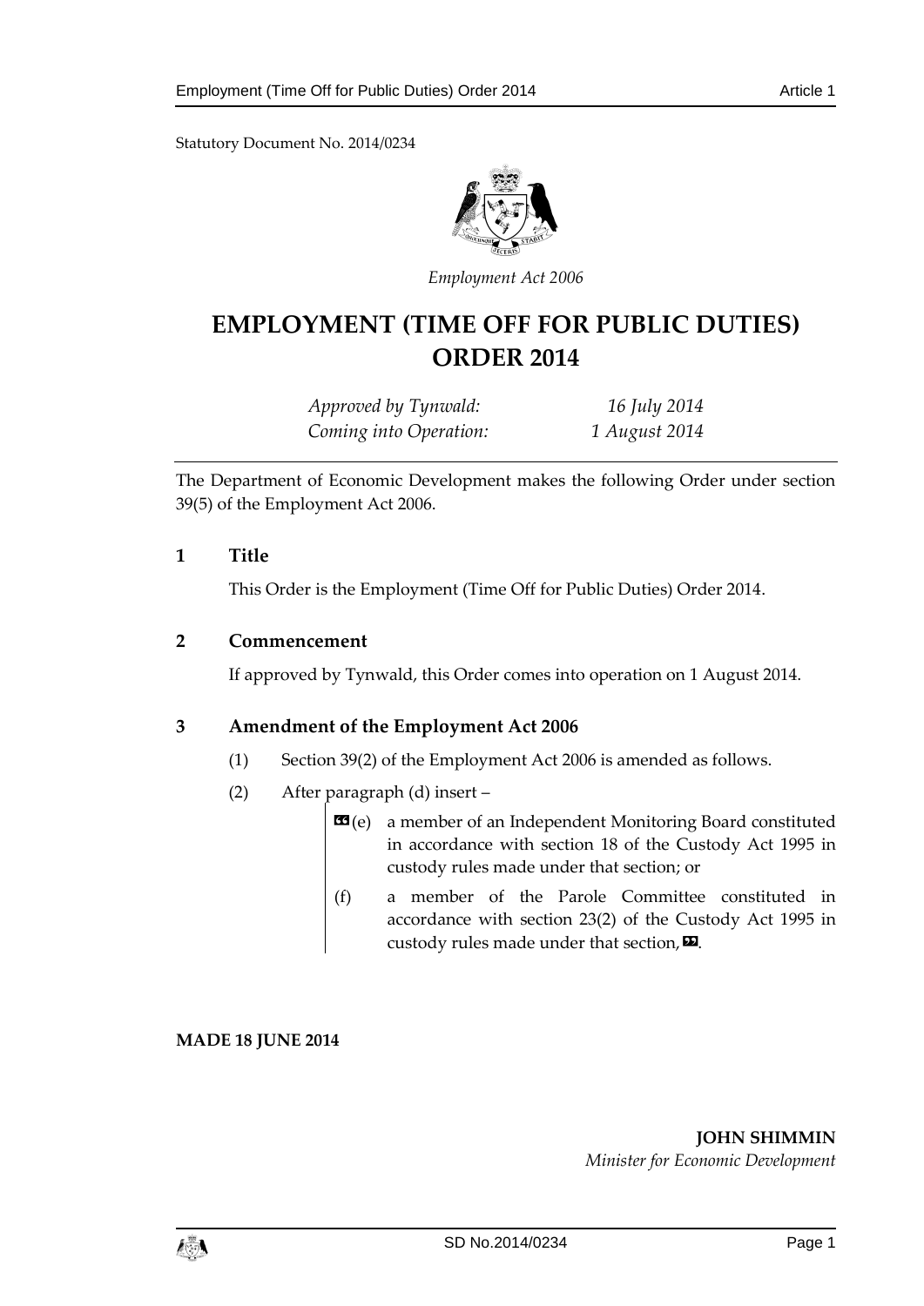Statutory Document No. 2014/0234

*Employment Act 2006*

# EMPLOYMENT (TIME OFF FOR PUBLIC DUTIES) ORDER 2014

*Approved by Tynwald:* *16 July 2014*
*Coming into Operation:* *1 August 2014*

The Department of Economic Development makes the following Order under section 39(5) of the Employment Act 2006.

## 1 Title

This Order is the Employment (Time Off for Public Duties) Order 2014.

## 2 Commencement

If approved by Tynwald, this Order comes into operation on 1 August 2014.

## 3 Amendment of the Employment Act 2006

(1) Section 39(2) of the Employment Act 2006 is amended as follows.

(2) After paragraph (d) insert –

> «(e) a member of an Independent Monitoring Board constituted in accordance with section 18 of the Custody Act 1995 in custody rules made under that section; or
>
> (f) a member of the Parole Committee constituted in accordance with section 23(2) of the Custody Act 1995 in custody rules made under that section,».

**MADE 18 JUNE 2014**

**JOHN SHIMMIN**
*Minister for Economic Development*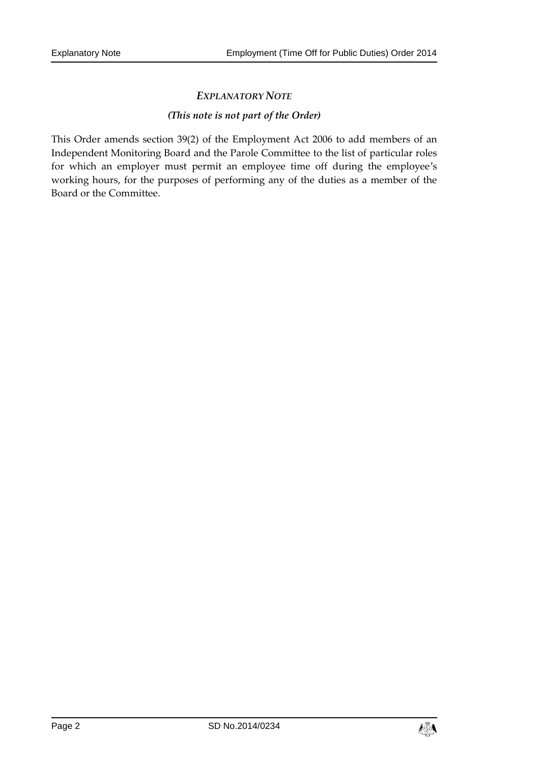## *EXPLANATORY NOTE*

***(This note is not part of the Order)***

This Order amends section 39(2) of the Employment Act 2006 to add members of an Independent Monitoring Board and the Parole Committee to the list of particular roles for which an employer must permit an employee time off during the employee's working hours, for the purposes of performing any of the duties as a member of the Board or the Committee.